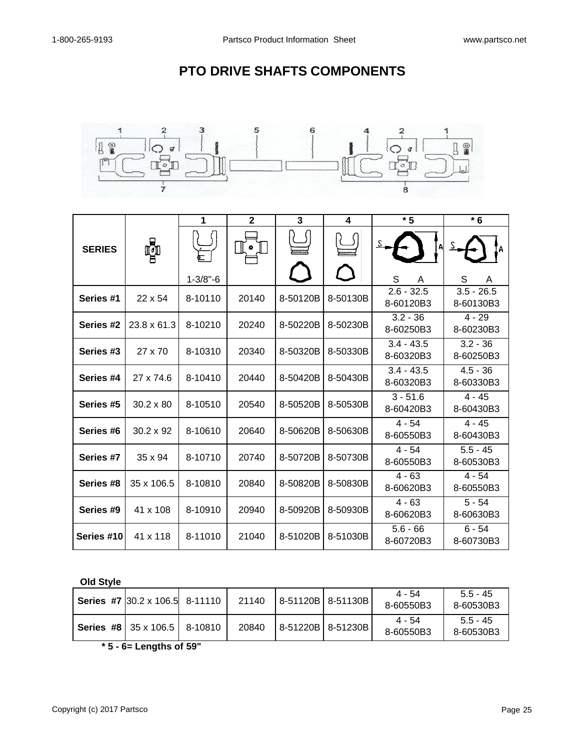# PTO DRIVE SHAFTS COMPONENTS

| SERIES | | 1 | 2 | 3 | 4 | * 5 | * 6 |
|---|---|---|---|---|---|---|---|
| | | 1-3/8"-6 | | | | S A | S A |
| Series #1 | 22 x 54 | 8-10110 | 20140 | 8-50120B | 8-50130B | 2.6 - 32.5<br>8-60120B3 | 3.5 - 26.5<br>8-60130B3 |
| Series #2 | 23.8 x 61.3 | 8-10210 | 20240 | 8-50220B | 8-50230B | 3.2 - 36<br>8-60250B3 | 4 - 29<br>8-60230B3 |
| Series #3 | 27 x 70 | 8-10310 | 20340 | 8-50320B | 8-50330B | 3.4 - 43.5<br>8-60320B3 | 3.2 - 36<br>8-60250B3 |
| Series #4 | 27 x 74.6 | 8-10410 | 20440 | 8-50420B | 8-50430B | 3.4 - 43.5<br>8-60320B3 | 4.5 - 36<br>8-60330B3 |
| Series #5 | 30.2 x 80 | 8-10510 | 20540 | 8-50520B | 8-50530B | 3 - 51.6<br>8-60420B3 | 4 - 45<br>8-60430B3 |
| Series #6 | 30.2 x 92 | 8-10610 | 20640 | 8-50620B | 8-50630B | 4 - 54<br>8-60550B3 | 4 - 45<br>8-60430B3 |
| Series #7 | 35 x 94 | 8-10710 | 20740 | 8-50720B | 8-50730B | 4 - 54<br>8-60550B3 | 5.5 - 45<br>8-60530B3 |
| Series #8 | 35 x 106.5 | 8-10810 | 20840 | 8-50820B | 8-50830B | 4 - 63<br>8-60620B3 | 4 - 54<br>8-60550B3 |
| Series #9 | 41 x 108 | 8-10910 | 20940 | 8-50920B | 8-50930B | 4 - 63<br>8-60620B3 | 5 - 54<br>8-60630B3 |
| Series #10 | 41 x 118 | 8-11010 | 21040 | 8-51020B | 8-51030B | 5.6 - 66<br>8-60720B3 | 6 - 54<br>8-60730B3 |

**Old Style**

| | | | | | | | |
|---|---|---|---|---|---|---|---|
| Series #7 | 30.2 x 106.5 | 8-11110 | 21140 | 8-51120B | 8-51130B | 4 - 54<br>8-60550B3 | 5.5 - 45<br>8-60530B3 |
| Series #8 | 35 x 106.5 | 8-10810 | 20840 | 8-51220B | 8-51230B | 4 - 54<br>8-60550B3 | 5.5 - 45<br>8-60530B3 |

**\* 5 - 6= Lengths of 59"**

Copyright (c) 2017 Partsco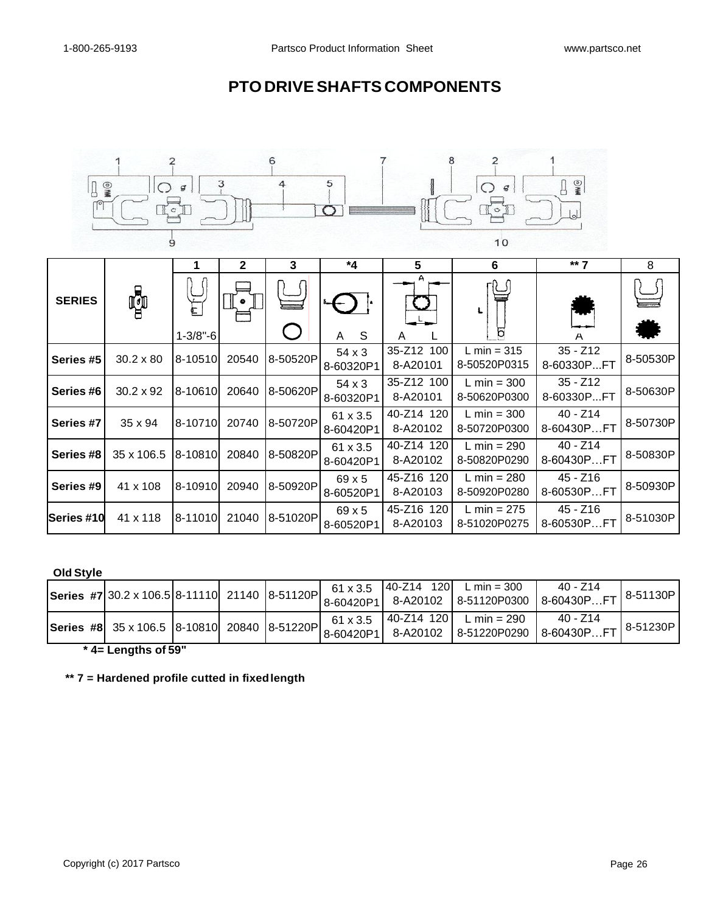# PTO DRIVE SHAFTS COMPONENTS

| SERIES | | 1 | 2 | 3 | *4 | 5 | 6 | ** 7 | 8 |
|---|---|---|---|---|---|---|---|---|---|
| | | 1-3/8"-6 | | | A S | A L | | A | |
| Series #5 | 30.2 x 80 | 8-10510 | 20540 | 8-50520P | 54 x 3 8-60320P1 | 35-Z12 100 8-A20101 | L min = 315 8-50520P0315 | 35 - Z12 8-60330P...FT | 8-50530P |
| Series #6 | 30.2 x 92 | 8-10610 | 20640 | 8-50620P | 54 x 3 8-60320P1 | 35-Z12 100 8-A20101 | L min = 300 8-50620P0300 | 35 - Z12 8-60330P...FT | 8-50630P |
| Series #7 | 35 x 94 | 8-10710 | 20740 | 8-50720P | 61 x 3.5 8-60420P1 | 40-Z14 120 8-A20102 | L min = 300 8-50720P0300 | 40 - Z14 8-60430P…FT | 8-50730P |
| Series #8 | 35 x 106.5 | 8-10810 | 20840 | 8-50820P | 61 x 3.5 8-60420P1 | 40-Z14 120 8-A20102 | L min = 290 8-50820P0290 | 40 - Z14 8-60430P…FT | 8-50830P |
| Series #9 | 41 x 108 | 8-10910 | 20940 | 8-50920P | 69 x 5 8-60520P1 | 45-Z16 120 8-A20103 | L min = 280 8-50920P0280 | 45 - Z16 8-60530P…FT | 8-50930P |
| Series #10 | 41 x 118 | 8-11010 | 21040 | 8-51020P | 69 x 5 8-60520P1 | 45-Z16 120 8-A20103 | L min = 275 8-51020P0275 | 45 - Z16 8-60530P…FT | 8-51030P |

**Old Style**

| | | | | | | | | | |
|---|---|---|---|---|---|---|---|---|---|
| Series #7 | 30.2 x 106.5 | 8-11110 | 21140 | 8-51120P | 61 x 3.5 8-60420P1 | 40-Z14 120 8-A20102 | L min = 300 8-51120P0300 | 40 - Z14 8-60430P…FT | 8-51130P |
| Series #8 | 35 x 106.5 | 8-10810 | 20840 | 8-51220P | 61 x 3.5 8-60420P1 | 40-Z14 120 8-A20102 | L min = 290 8-51220P0290 | 40 - Z14 8-60430P…FT | 8-51230P |

**\* 4= Lengths of 59"**

**\*\* 7 = Hardened profile cutted in fixed length**

Copyright (c) 2017 Partsco